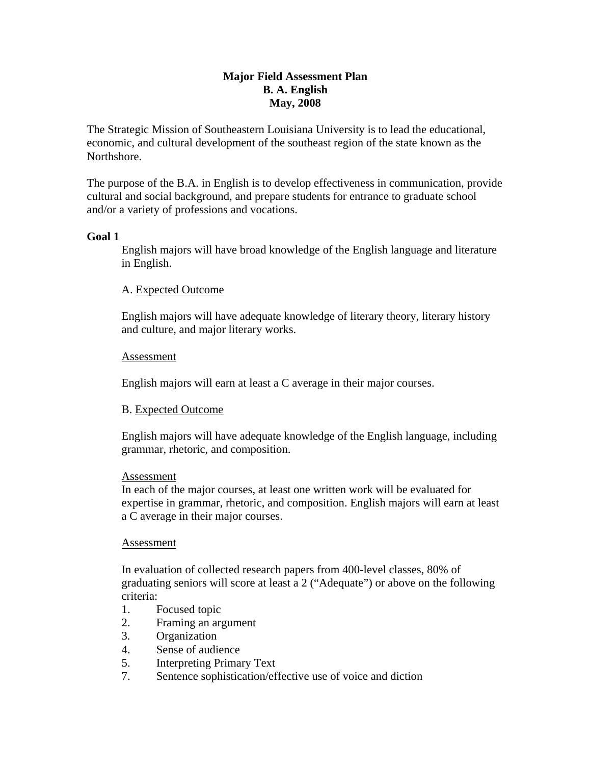# Major Field Assessment Plan
## B. A. English
## May, 2008

The Strategic Mission of Southeastern Louisiana University is to lead the educational, economic, and cultural development of the southeast region of the state known as the Northshore.

The purpose of the B.A. in English is to develop effectiveness in communication, provide cultural and social background, and prepare students for entrance to graduate school and/or a variety of professions and vocations.

**Goal 1**

English majors will have broad knowledge of the English language and literature in English.

A. Expected Outcome

English majors will have adequate knowledge of literary theory, literary history and culture, and major literary works.

Assessment

English majors will earn at least a C average in their major courses.

B. Expected Outcome

English majors will have adequate knowledge of the English language, including grammar, rhetoric, and composition.

Assessment

In each of the major courses, at least one written work will be evaluated for expertise in grammar, rhetoric, and composition. English majors will earn at least a C average in their major courses.

Assessment

In evaluation of collected research papers from 400-level classes, 80% of graduating seniors will score at least a 2 ("Adequate") or above on the following criteria:

1. Focused topic
2. Framing an argument
3. Organization
4. Sense of audience
5. Interpreting Primary Text
7. Sentence sophistication/effective use of voice and diction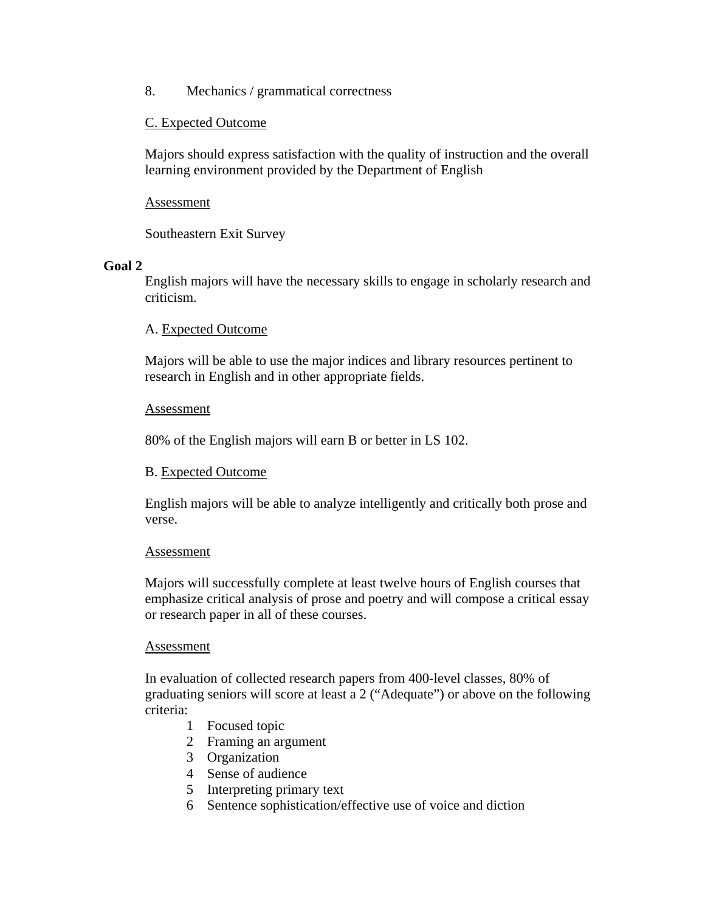8. Mechanics / grammatical correctness

<u>C. Expected Outcome</u>

Majors should express satisfaction with the quality of instruction and the overall learning environment provided by the Department of English

<u>Assessment</u>

Southeastern Exit Survey

**Goal 2**

English majors will have the necessary skills to engage in scholarly research and criticism.

A. <u>Expected Outcome</u>

Majors will be able to use the major indices and library resources pertinent to research in English and in other appropriate fields.

<u>Assessment</u>

80% of the English majors will earn B or better in LS 102.

B. <u>Expected Outcome</u>

English majors will be able to analyze intelligently and critically both prose and verse.

<u>Assessment</u>

Majors will successfully complete at least twelve hours of English courses that emphasize critical analysis of prose and poetry and will compose a critical essay or research paper in all of these courses.

<u>Assessment</u>

In evaluation of collected research papers from 400-level classes, 80% of graduating seniors will score at least a 2 (“Adequate”) or above on the following criteria:

1. Focused topic
2. Framing an argument
3. Organization
4. Sense of audience
5. Interpreting primary text
6. Sentence sophistication/effective use of voice and diction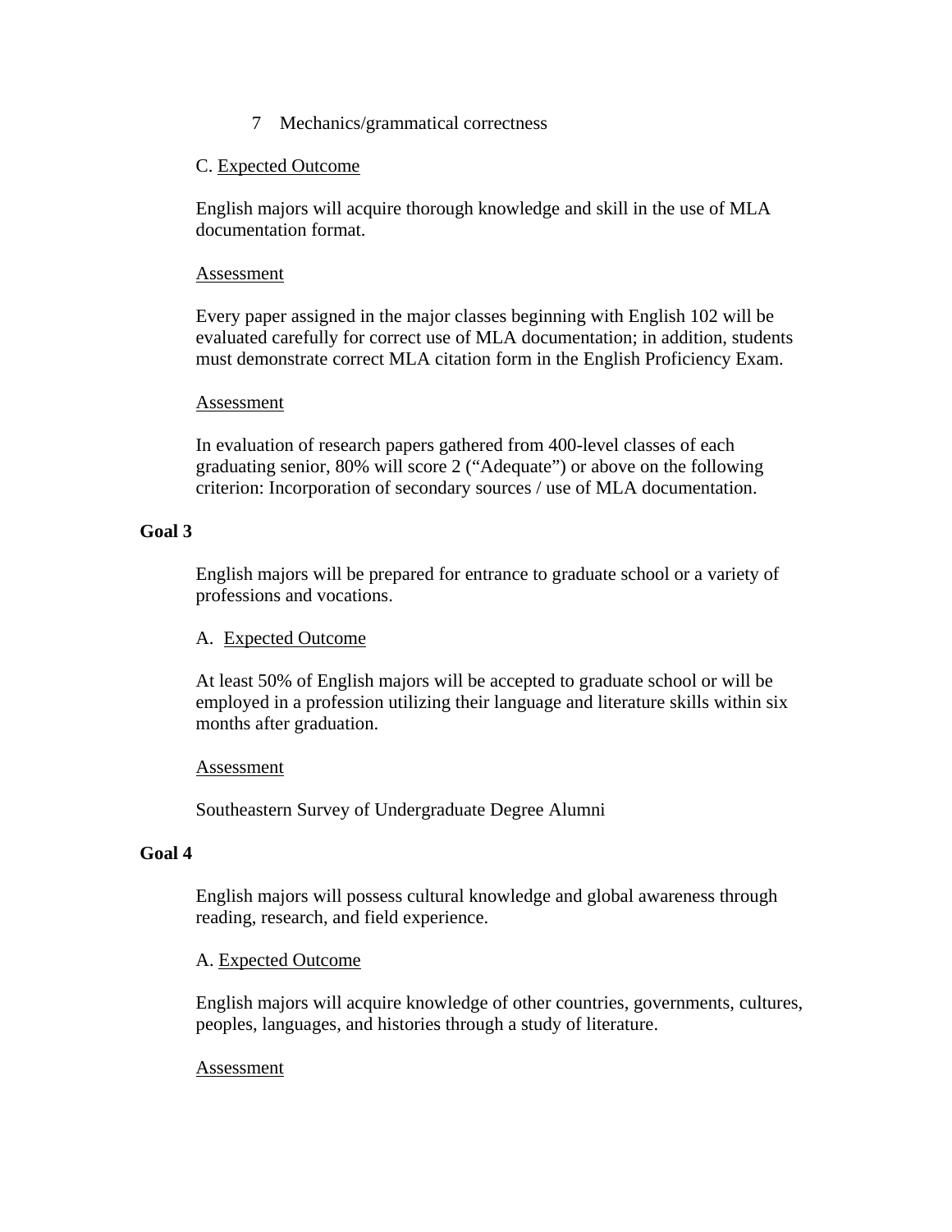7 Mechanics/grammatical correctness

C. Expected Outcome

English majors will acquire thorough knowledge and skill in the use of MLA documentation format.

Assessment

Every paper assigned in the major classes beginning with English 102 will be evaluated carefully for correct use of MLA documentation; in addition, students must demonstrate correct MLA citation form in the English Proficiency Exam.

Assessment

In evaluation of research papers gathered from 400-level classes of each graduating senior, 80% will score 2 (“Adequate”) or above on the following criterion: Incorporation of secondary sources / use of MLA documentation.

**Goal 3**

English majors will be prepared for entrance to graduate school or a variety of professions and vocations.

A. Expected Outcome

At least 50% of English majors will be accepted to graduate school or will be employed in a profession utilizing their language and literature skills within six months after graduation.

Assessment

Southeastern Survey of Undergraduate Degree Alumni

**Goal 4**

English majors will possess cultural knowledge and global awareness through reading, research, and field experience.

A. Expected Outcome

English majors will acquire knowledge of other countries, governments, cultures, peoples, languages, and histories through a study of literature.

Assessment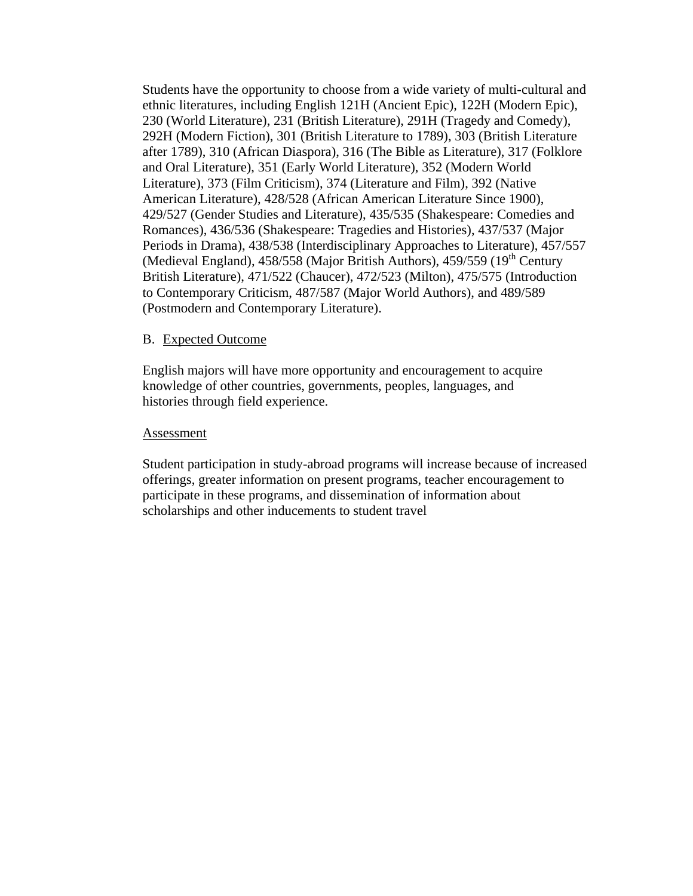Students have the opportunity to choose from a wide variety of multi-cultural and ethnic literatures, including English 121H (Ancient Epic), 122H (Modern Epic), 230 (World Literature), 231 (British Literature), 291H (Tragedy and Comedy), 292H (Modern Fiction), 301 (British Literature to 1789), 303 (British Literature after 1789), 310 (African Diaspora), 316 (The Bible as Literature), 317 (Folklore and Oral Literature), 351 (Early World Literature), 352 (Modern World Literature), 373 (Film Criticism), 374 (Literature and Film), 392 (Native American Literature), 428/528 (African American Literature Since 1900), 429/527 (Gender Studies and Literature), 435/535 (Shakespeare: Comedies and Romances), 436/536 (Shakespeare: Tragedies and Histories), 437/537 (Major Periods in Drama), 438/538 (Interdisciplinary Approaches to Literature), 457/557 (Medieval England), 458/558 (Major British Authors), 459/559 (19th Century British Literature), 471/522 (Chaucer), 472/523 (Milton), 475/575 (Introduction to Contemporary Criticism, 487/587 (Major World Authors), and 489/589 (Postmodern and Contemporary Literature).

B. Expected Outcome

English majors will have more opportunity and encouragement to acquire knowledge of other countries, governments, peoples, languages, and histories through field experience.

Assessment

Student participation in study-abroad programs will increase because of increased offerings, greater information on present programs, teacher encouragement to participate in these programs, and dissemination of information about scholarships and other inducements to student travel